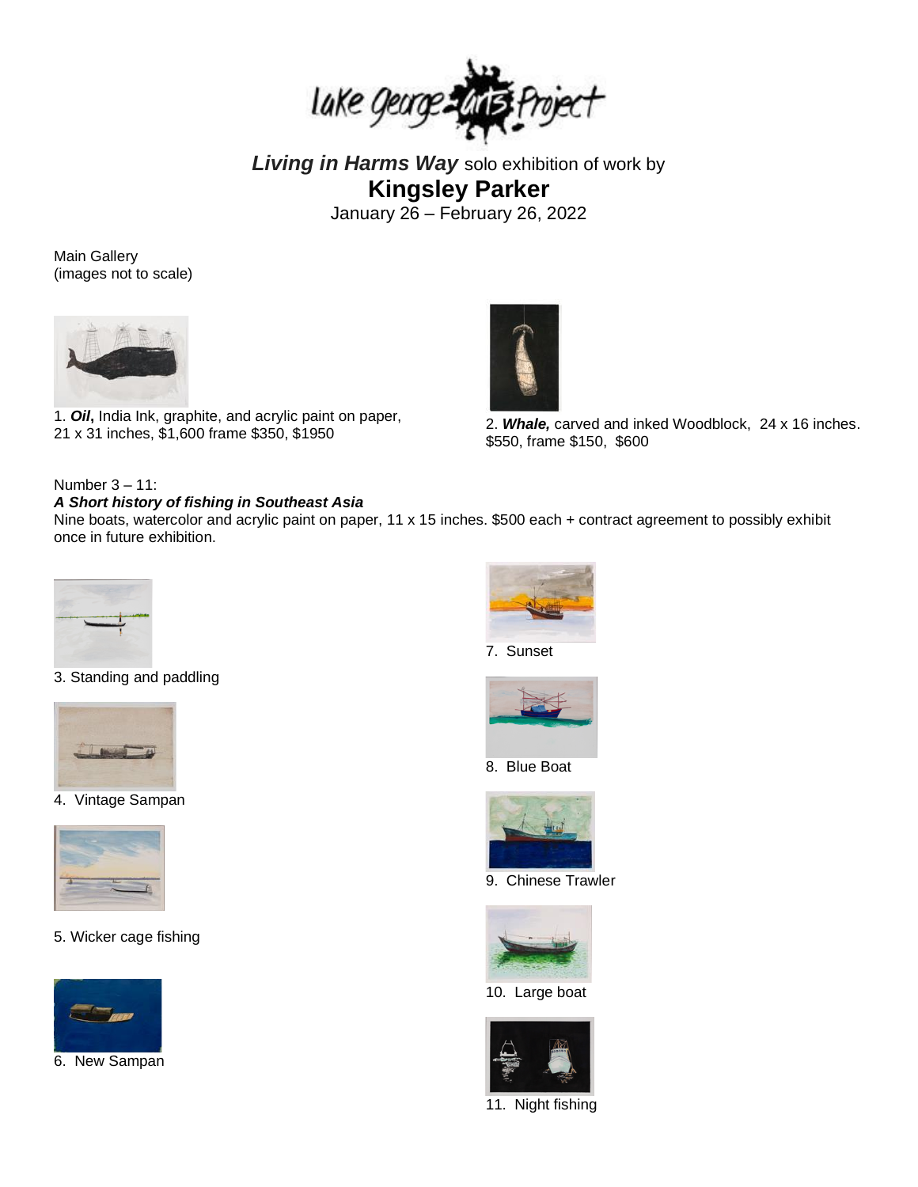Lake George Arts Project

***Living in Harms Way*** solo exhibition of work by

# Kingsley Parker

January 26 – February 26, 2022

Main Gallery
(images not to scale)

1. ***Oil***, India Ink, graphite, and acrylic paint on paper, 21 x 31 inches, $1,600 frame $350, $1950

2. ***Whale,*** carved and inked Woodblock, 24 x 16 inches. $550, frame $150, $600

Number 3 – 11:
***A Short history of fishing in Southeast Asia***
Nine boats, watercolor and acrylic paint on paper, 11 x 15 inches. $500 each + contract agreement to possibly exhibit once in future exhibition.

3. Standing and paddling

4. Vintage Sampan

5. Wicker cage fishing

6. New Sampan

7. Sunset

8. Blue Boat

9. Chinese Trawler

10. Large boat

11. Night fishing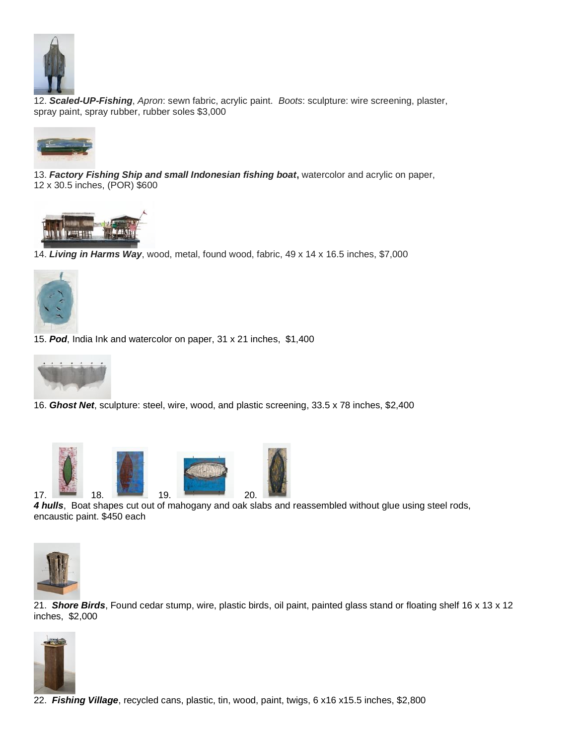12. ***Scaled-UP-Fishing***, *Apron*: sewn fabric, acrylic paint. *Boots*: sculpture: wire screening, plaster, spray paint, spray rubber, rubber soles $3,000

13. ***Factory Fishing Ship and small Indonesian fishing boat***, watercolor and acrylic on paper, 12 x 30.5 inches, (POR) $600

14. ***Living in Harms Way***, wood, metal, found wood, fabric, 49 x 14 x 16.5 inches, $7,000

15. ***Pod***, India Ink and watercolor on paper, 31 x 21 inches, $1,400

16. ***Ghost Net***, sculpture: steel, wire, wood, and plastic screening, 33.5 x 78 inches, $2,400

17. 18. 19. 20.

***4 hulls***, Boat shapes cut out of mahogany and oak slabs and reassembled without glue using steel rods, encaustic paint. $450 each

21. ***Shore Birds***, Found cedar stump, wire, plastic birds, oil paint, painted glass stand or floating shelf 16 x 13 x 12 inches, $2,000

22. ***Fishing Village***, recycled cans, plastic, tin, wood, paint, twigs, 6 x16 x15.5 inches, $2,800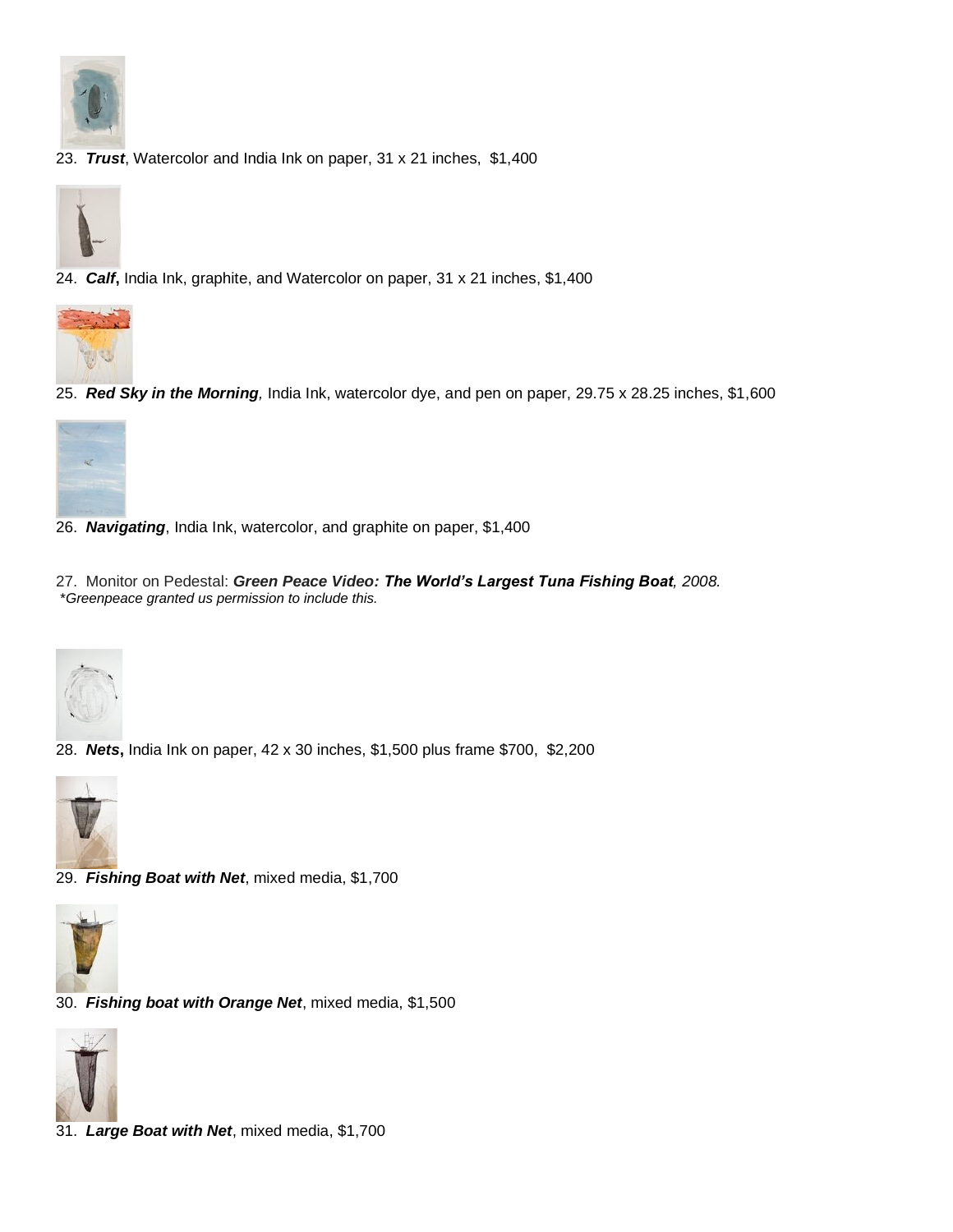23. ***Trust***, Watercolor and India Ink on paper, 31 x 21 inches, $1,400

24. ***Calf*,** India Ink, graphite, and Watercolor on paper, 31 x 21 inches, $1,400

25. ***Red Sky in the Morning**,* India Ink, watercolor dye, and pen on paper, 29.75 x 28.25 inches, $1,600

26. ***Navigating***, India Ink, watercolor, and graphite on paper, $1,400

27. Monitor on Pedestal: ***Green Peace Video: The World's Largest Tuna Fishing Boat**, 2008.*
*\*Greenpeace granted us permission to include this.*

28. ***Nets*,** India Ink on paper, 42 x 30 inches, $1,500 plus frame $700, $2,200

29. ***Fishing Boat with Net***, mixed media, $1,700

30. ***Fishing boat with Orange Net***, mixed media, $1,500

31. ***Large Boat with Net***, mixed media, $1,700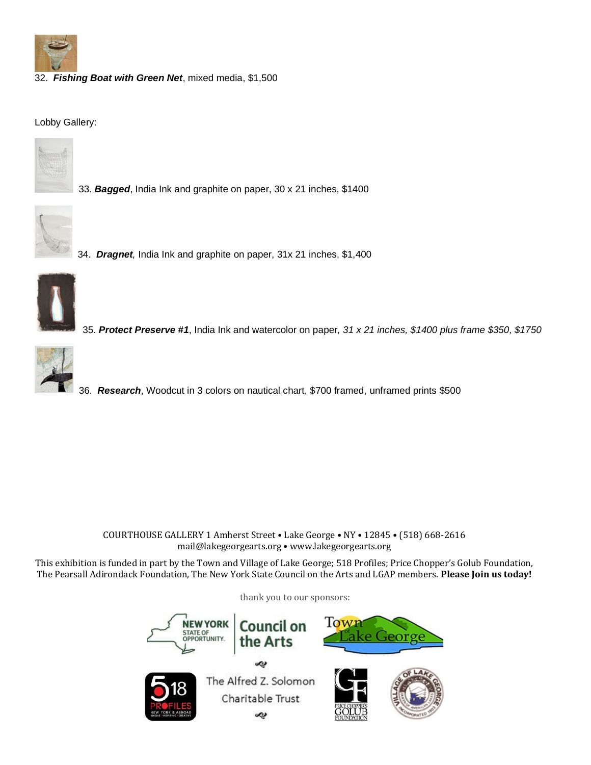32. ***Fishing Boat with Green Net***, mixed media, $1,500

Lobby Gallery:

33. ***Bagged***, India Ink and graphite on paper, 30 x 21 inches, $1400

34. ***Dragnet***, India Ink and graphite on paper, 31x 21 inches, $1,400

35. ***Protect Preserve #1***, India Ink and watercolor on paper, *31 x 21 inches, $1400 plus frame $350, $1750*

36. ***Research***, Woodcut in 3 colors on nautical chart, $700 framed, unframed prints $500

COURTHOUSE GALLERY 1 Amherst Street • Lake George • NY • 12845 • (518) 668-2616
mail@lakegeorgearts.org • www.lakegeorgearts.org

This exhibition is funded in part by the Town and Village of Lake George; 518 Profiles; Price Chopper's Golub Foundation, The Pearsall Adirondack Foundation, The New York State Council on the Arts and LGAP members. **Please Join us today!**

thank you to our sponsors:

NEW YORK STATE OF OPPORTUNITY. Council on the Arts

Town of Lake George

518 PROFILES NEW YORK & ABROAD UNIQUE · INSPIRING · CREATIVE

The Alfred Z. Solomon Charitable Trust

PRICE CHOPPER'S GOLUB FOUNDATION

VILLAGE OF LAKE GEORGE INCORPORATED 1903